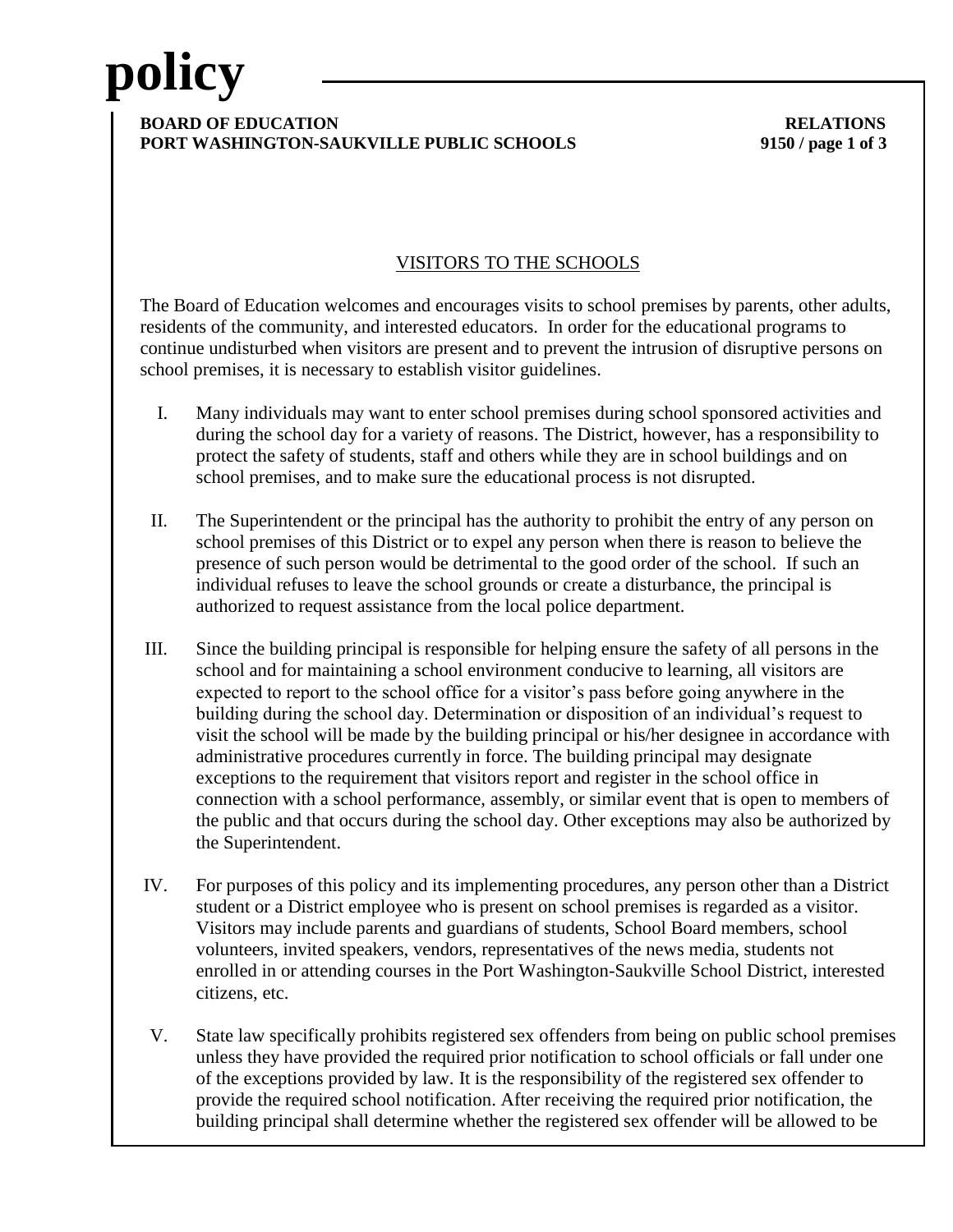# policy

**BOARD OF EDUCATION** **RELATIONS**
**PORT WASHINGTON-SAUKVILLE PUBLIC SCHOOLS** **9150**

## VISITORS TO THE SCHOOLS

The Board of Education welcomes and encourages visits to school premises by parents, other adults, residents of the community, and interested educators. In order for the educational programs to continue undisturbed when visitors are present and to prevent the intrusion of disruptive persons on school premises, it is necessary to establish visitor guidelines.

I. Many individuals may want to enter school premises during school sponsored activities and during the school day for a variety of reasons. The District, however, has a responsibility to protect the safety of students, staff and others while they are in school buildings and on school premises, and to make sure the educational process is not disrupted.

II. The Superintendent or the principal has the authority to prohibit the entry of any person on school premises of this District or to expel any person when there is reason to believe the presence of such person would be detrimental to the good order of the school. If such an individual refuses to leave the school grounds or create a disturbance, the principal is authorized to request assistance from the local police department.

III. Since the building principal is responsible for helping ensure the safety of all persons in the school and for maintaining a school environment conducive to learning, all visitors are expected to report to the school office for a visitor's pass before going anywhere in the building during the school day. Determination or disposition of an individual's request to visit the school will be made by the building principal or his/her designee in accordance with administrative procedures currently in force. The building principal may designate exceptions to the requirement that visitors report and register in the school office in connection with a school performance, assembly, or similar event that is open to members of the public and that occurs during the school day. Other exceptions may also be authorized by the Superintendent.

IV. For purposes of this policy and its implementing procedures, any person other than a District student or a District employee who is present on school premises is regarded as a visitor. Visitors may include parents and guardians of students, School Board members, school volunteers, invited speakers, vendors, representatives of the news media, students not enrolled in or attending courses in the Port Washington-Saukville School District, interested citizens, etc.

V. State law specifically prohibits registered sex offenders from being on public school premises unless they have provided the required prior notification to school officials or fall under one of the exceptions provided by law. It is the responsibility of the registered sex offender to provide the required school notification. After receiving the required prior notification, the building principal shall determine whether the registered sex offender will be allowed to be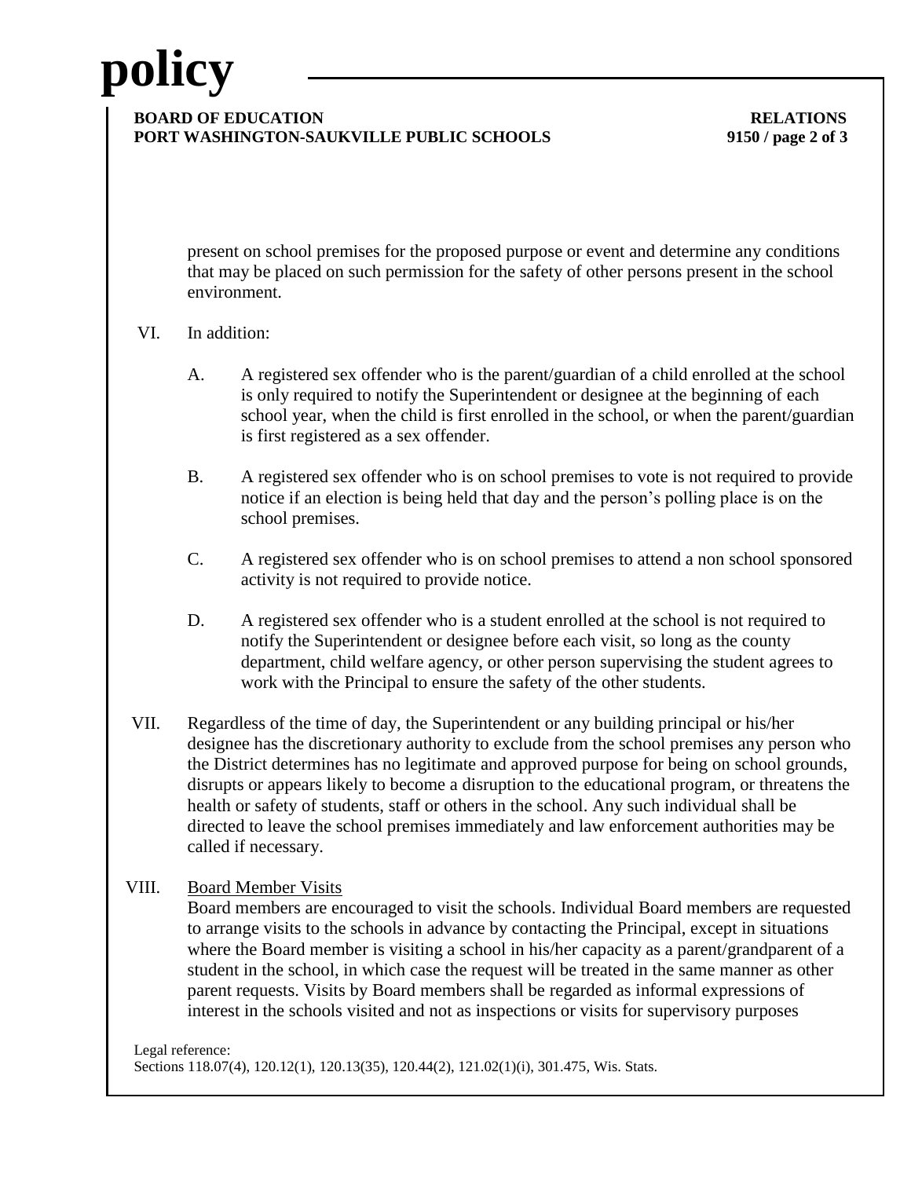present on school premises for the proposed purpose or event and determine any conditions that may be placed on such permission for the safety of other persons present in the school environment.

VI. In addition:

A. A registered sex offender who is the parent/guardian of a child enrolled at the school is only required to notify the Superintendent or designee at the beginning of each school year, when the child is first enrolled in the school, or when the parent/guardian is first registered as a sex offender.

B. A registered sex offender who is on school premises to vote is not required to provide notice if an election is being held that day and the person's polling place is on the school premises.

C. A registered sex offender who is on school premises to attend a non school sponsored activity is not required to provide notice.

D. A registered sex offender who is a student enrolled at the school is not required to notify the Superintendent or designee before each visit, so long as the county department, child welfare agency, or other person supervising the student agrees to work with the Principal to ensure the safety of the other students.

VII. Regardless of the time of day, the Superintendent or any building principal or his/her designee has the discretionary authority to exclude from the school premises any person who the District determines has no legitimate and approved purpose for being on school grounds, disrupts or appears likely to become a disruption to the educational program, or threatens the health or safety of students, staff or others in the school. Any such individual shall be directed to leave the school premises immediately and law enforcement authorities may be called if necessary.

VIII. Board Member Visits

Board members are encouraged to visit the schools. Individual Board members are requested to arrange visits to the schools in advance by contacting the Principal, except in situations where the Board member is visiting a school in his/her capacity as a parent/grandparent of a student in the school, in which case the request will be treated in the same manner as other parent requests. Visits by Board members shall be regarded as informal expressions of interest in the schools visited and not as inspections or visits for supervisory purposes

Legal reference:
Sections 118.07(4), 120.12(1), 120.13(35), 120.44(2), 121.02(1)(i), 301.475, Wis. Stats.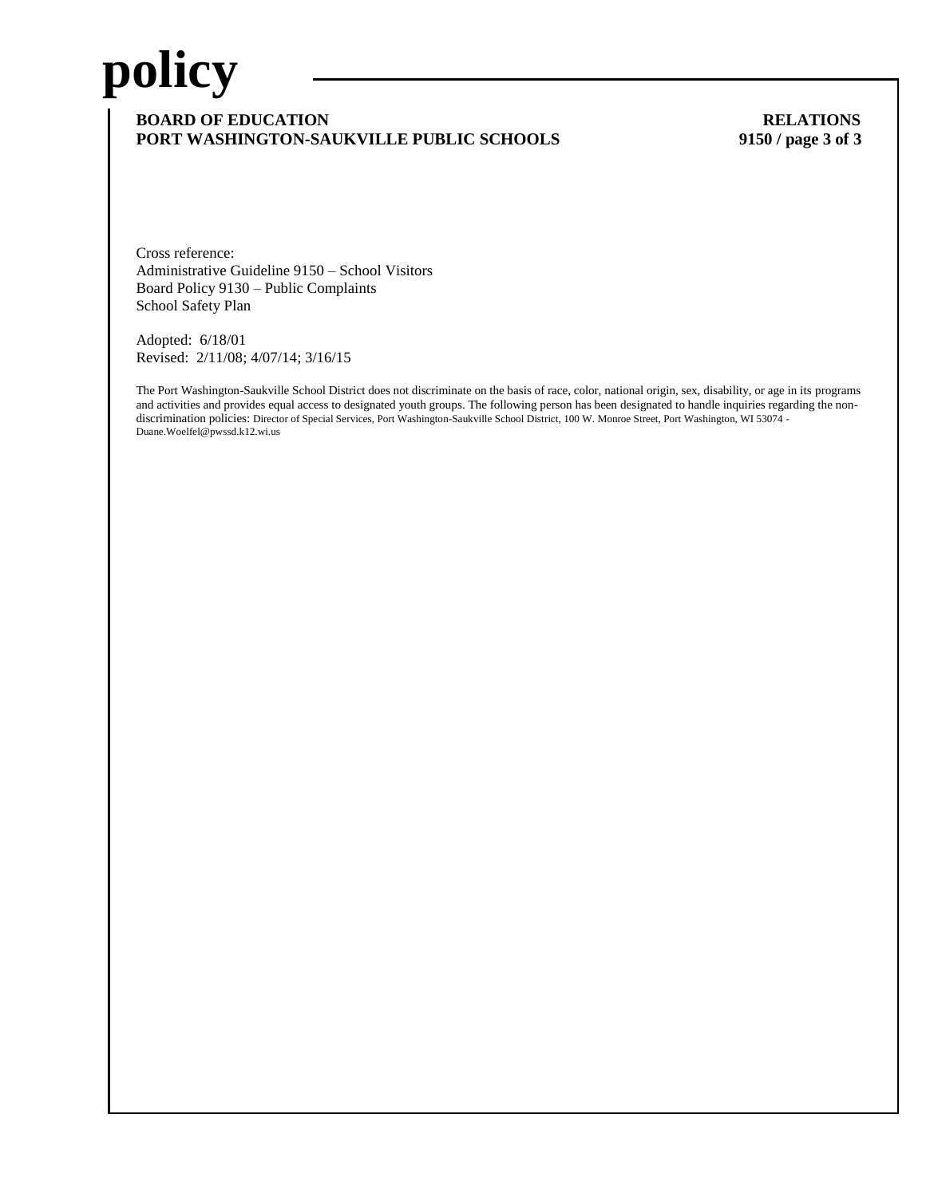Cross reference:
Administrative Guideline 9150 – School Visitors
Board Policy 9130 – Public Complaints
School Safety Plan

Adopted: 6/18/01
Revised: 2/11/08; 4/07/14; 3/16/15

The Port Washington-Saukville School District does not discriminate on the basis of race, color, national origin, sex, disability, or age in its programs and activities and provides equal access to designated youth groups. The following person has been designated to handle inquiries regarding the non-discrimination policies: Director of Special Services, Port Washington-Saukville School District, 100 W. Monroe Street, Port Washington, WI 53074 - Duane.Woelfel@pwssd.k12.wi.us